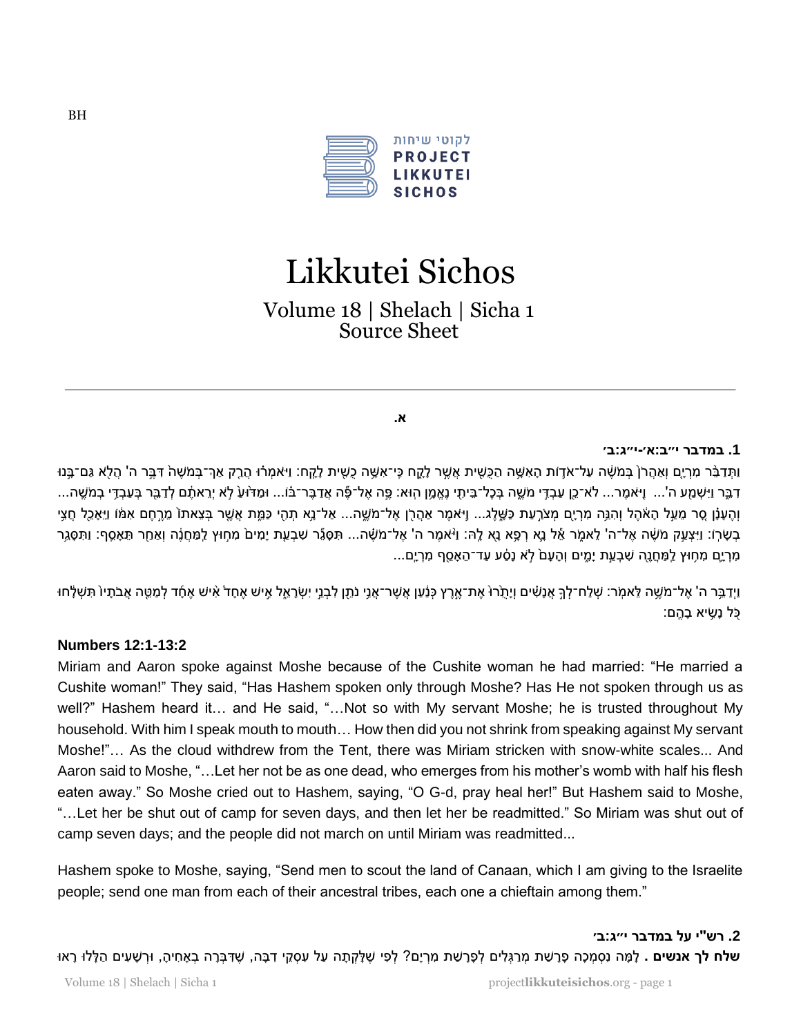BH

לקוטי שיחות
**PROJECT LIKKUTEI SICHOS**

# Likkutei Sichos

## Volume 18 | Shelach | Sicha 1
## Source Sheet

---

**א.**

**1. במדבר י״ב:א׳-י״ג:ב׳**

וַתְּדַבֵּר מִרְיָם וְאַהֲרֹן בְּמֹשֶׁה עַל־אֹדוֹת הָאִשָּׁה הַכֻּשִׁית אֲשֶׁר לָקָח כִּי־אִשָּׁה כֻשִׁית לָקָח: וַיֹּאמְרוּ הֲרַק אַךְ־בְּמֹשֶׁה דִּבֶּר ה' הֲלֹא גַּם־בָּנוּ דִבֵּר וַיִּשְׁמַע ה'... וַיֹּאמֶר... לֹא־כֵן עַבְדִּי מֹשֶׁה בְּכָל־בֵּיתִי נֶאֱמָן הוּא: פֶּה אֶל־פֶּה אֲדַבֶּר־בּוֹ... וּמַדּוּעַ לֹא יְרֵאתֶם לְדַבֵּר בְּעַבְדִּי בְמֹשֶׁה... וְהֶעָנָן סָר מֵעַל הָאֹהֶל וְהִנֵּה מִרְיָם מְצֹרַעַת כַּשָּׁלֶג... וַיֹּאמֶר אַהֲרֹן אֶל־מֹשֶׁה... אַל־נָא תְהִי כַּמֵּת אֲשֶׁר בְּצֵאתוֹ מֵרֶחֶם אִמּוֹ וַיֵּאָכֵל חֲצִי בְשָׂרוֹ: וַיִּצְעַק מֹשֶׁה אֶל־ה' לֵאמֹר אֵל נָא רְפָא נָא לָהּ: וַיֹּאמֶר ה' אֶל־מֹשֶׁה... תִּסָּגֵר שִׁבְעַת יָמִים מִחוּץ לַמַּחֲנֶה וְאַחַר תֵּאָסֵף: וַתִּסָּגֵר מִרְיָם מִחוּץ לַמַּחֲנֶה שִׁבְעַת יָמִים וְהָעָם לֹא נָסַע עַד־הֵאָסֵף מִרְיָם...

וַיְדַבֵּר ה' אֶל־מֹשֶׁה לֵּאמֹר: שְׁלַח־לְךָ אֲנָשִׁים וְיָתֻרוּ אֶת־אֶרֶץ כְּנַעַן אֲשֶׁר־אֲנִי נֹתֵן לִבְנֵי יִשְׂרָאֵל אִישׁ אֶחָד אִישׁ אֶחָד לְמַטֵּה אֲבֹתָיו תִּשְׁלָחוּ כֹּל נָשִׂיא בָהֶם:

**Numbers 12:1-13:2**

Miriam and Aaron spoke against Moshe because of the Cushite woman he had married: "He married a Cushite woman!" They said, "Has Hashem spoken only through Moshe? Has He not spoken through us as well?" Hashem heard it… and He said, "…Not so with My servant Moshe; he is trusted throughout My household. With him I speak mouth to mouth… How then did you not shrink from speaking against My servant Moshe!"… As the cloud withdrew from the Tent, there was Miriam stricken with snow-white scales... And Aaron said to Moshe, "…Let her not be as one dead, who emerges from his mother's womb with half his flesh eaten away." So Moshe cried out to Hashem, saying, "O G-d, pray heal her!" But Hashem said to Moshe, "…Let her be shut out of camp for seven days, and then let her be readmitted." So Miriam was shut out of camp seven days; and the people did not march on until Miriam was readmitted...

Hashem spoke to Moshe, saying, "Send men to scout the land of Canaan, which I am giving to the Israelite people; send one man from each of their ancestral tribes, each one a chieftain among them."

**2. רש"י על במדבר י״ג:ב׳**

**שלח לך אנשים** . לָמָּה נִסְמְכָה פָּרָשַׁת מְרַגְּלִים לְפָרָשַׁת מִרְיָם? לְפִי שֶׁלָּקְתָה עַל עִסְקֵי דִבָּה, שֶׁדִּבְּרָה בְאָחִיהָ, וּרְשָׁעִים הַלָּלוּ רָאוּ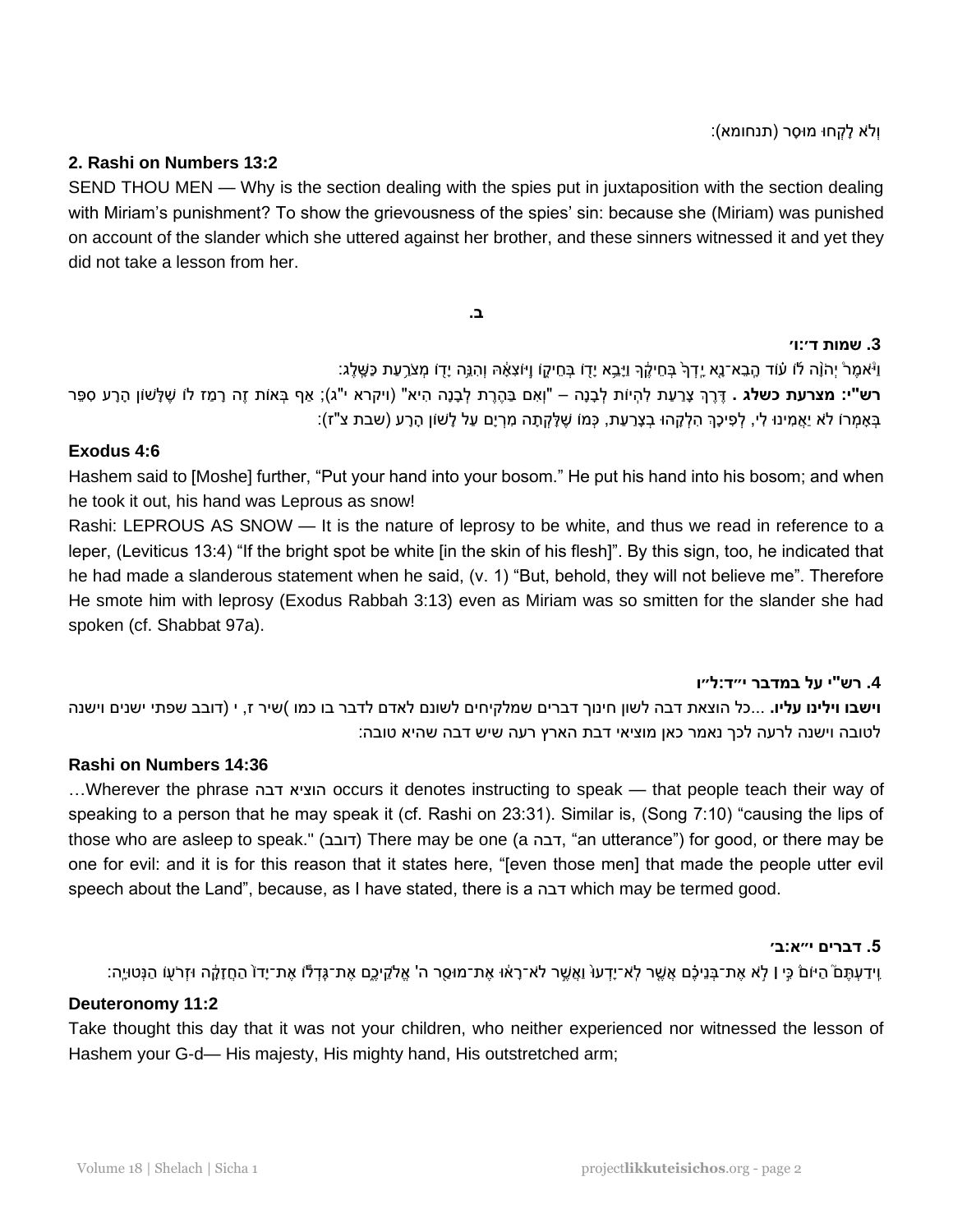וְלֹא לָקְחוּ מוּסָר (תנחומא):

### 2. Rashi on Numbers 13:2

SEND THOU MEN — Why is the section dealing with the spies put in juxtaposition with the section dealing with Miriam's punishment? To show the grievousness of the spies' sin: because she (Miriam) was punished on account of the slander which she uttered against her brother, and these sinners witnessed it and yet they did not take a lesson from her.

ב.

### 3. שמות ד׳:ו׳

וַיֹּאמֶר֩ יְהֹוָ֨ה ל֜וֹ ע֗וֹד הָבֵא־נָ֤א יָֽדְךָ֙ בְּחֵיקֶ֔ךָ וַיָּבֵ֥א יָד֖וֹ בְּחֵיק֑וֹ וַיּ֣וֹצִאָ֔הּ וְהִנֵּ֥ה יָד֖וֹ מְצֹרַ֥עַת כַּשָּֽׁלֶג׃

**רש"י: מצרעת כשלג .** דֶּרֶךְ צָרַעַת לִהְיוֹת לְבָנָה – "וְאִם בַּהֶרֶת לְבָנָה הִיא" (ויקרא י"ג); אַף בְּאוֹת זֶה רָמַז לוֹ שֶׁלָּשׁוֹן הָרָע סִפֵּר בְּאָמְרוֹ לֹא יַאֲמִינוּ לִי, לְפִיכָךְ הִלְקָהוּ בְצָרַעַת, כְּמוֹ שֶׁלָּקְתָה מִרְיָם עַל לָשׁוֹן הָרָע (שבת צ"ז):

### Exodus 4:6

Hashem said to [Moshe] further, "Put your hand into your bosom." He put his hand into his bosom; and when he took it out, his hand was Leprous as snow!

Rashi: LEPROUS AS SNOW — It is the nature of leprosy to be white, and thus we read in reference to a leper, (Leviticus 13:4) "If the bright spot be white [in the skin of his flesh]". By this sign, too, he indicated that he had made a slanderous statement when he said, (v. 1) "But, behold, they will not believe me". Therefore He smote him with leprosy (Exodus Rabbah 3:13) even as Miriam was so smitten for the slander she had spoken (cf. Shabbat 97a).

### 4. רש"י על במדבר י״ד:ל״ו

**וישבו וילינו עליו.** ...כל הוצאת דבה לשון חינוך דברים שמלקיחים לשונם לאדם לדבר בו כמו )שיר ז, י (דובב שפתי ישנים וישנה לטובה וישנה לרעה לכך נאמר כאן מוציאי דבת הארץ רעה שיש דבה שהיא טובה:

### Rashi on Numbers 14:36

…Wherever the phrase הוציא דבה occurs it denotes instructing to speak — that people teach their way of speaking to a person that he may speak it (cf. Rashi on 23:31). Similar is, (Song 7:10) "causing the lips of those who are asleep to speak." (דובב) There may be one (a דבה, "an utterance") for good, or there may be one for evil: and it is for this reason that it states here, "[even those men] that made the people utter evil speech about the Land", because, as I have stated, there is a דבה which may be termed good.

### 5. דברים י״א:ב׳

וִֽידַעְתֶּם֮ הַיּוֹם֒ כִּ֣י ׀ לֹ֣א אֶת־בְּנֵיכֶ֗ם אֲשֶׁ֤ר לֹֽא־יָדְעוּ֙ וַאֲשֶׁ֣ר לֹא־רָא֔וּ אֶת־מוּסַ֖ר ה' אֱלֹקֵיכֶ֑ם אֶת־גָּדְל֕וֹ אֶת־יָדוֹ֙ הַחֲזָקָ֔ה וּזְרֹע֖וֹ הַנְּטוּיָֽה׃

### Deuteronomy 11:2

Take thought this day that it was not your children, who neither experienced nor witnessed the lesson of Hashem your G-d— His majesty, His mighty hand, His outstretched arm;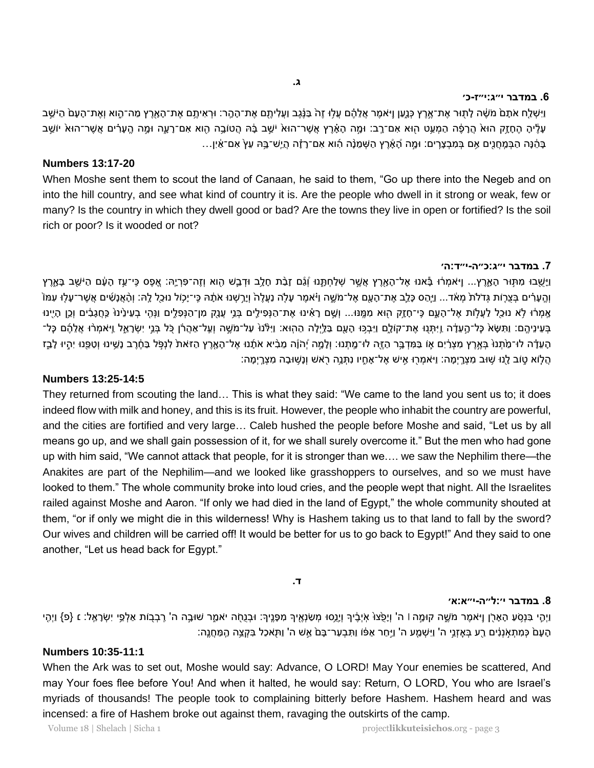## ג.

**6. במדבר י״ג:י״ז-כ׳**

וַיִּשְׁלַ֤ח אֹתָם֙ מֹשֶׁ֔ה לָת֖וּר אֶת־אֶ֣רֶץ כְּנָ֑עַן וַיֹּ֣אמֶר אֲלֵהֶ֗ם עֲל֥וּ זֶה֙ בַּנֶּ֔גֶב וַעֲלִיתֶ֖ם אֶת־הָהָֽר׃ וּרְאִיתֶ֥ם אֶת־הָאָ֖רֶץ מַה־הִ֑וא וְאֶת־הָעָם֙ הַיֹּשֵׁ֣ב עָלֶ֔יהָ הֶחָזָ֥ק הוּא֙ הֲרָפֶ֔ה הַמְעַ֥ט ה֖וּא אִם־רָֽב׃ וּמָ֣ה הָאָ֗רֶץ אֲשֶׁר־הוּא֙ יֹשֵׁ֣ב בָּ֔הּ הֲטוֹבָ֥ה הִ֖וא אִם־רָעָ֑ה וּמָ֣ה הֶֽעָרִ֗ים אֲשֶׁר־הוּא֙ יוֹשֵׁ֣ב בָּהֵ֔נָּה הַבְּמַֽחֲנִ֖ים אִ֥ם בְּמִבְצָרִֽים׃ וּמָ֣ה הָ֠אָרֶץ הַשְּׁמֵנָ֨ה הִ֜וא אִם־רָזָ֗ה הֲיֵֽשׁ־בָּ֥הּ עֵץ֙ אִם־אַ֔יִן...

### Numbers 13:17-20

When Moshe sent them to scout the land of Canaan, he said to them, "Go up there into the Negeb and on into the hill country, and see what kind of country it is. Are the people who dwell in it strong or weak, few or many? Is the country in which they dwell good or bad? Are the towns they live in open or fortified? Is the soil rich or poor? Is it wooded or not?

**7. במדבר י״ג:כ״ה-י״ד:ה׳**

וַיָּשֻׁ֖בוּ מִתּ֣וּר הָאָ֑רֶץ... וַיְסַפְּרוּ־ל֣וֹ וַיֹּאמְר֔וּ בָּ֕אנוּ אֶל־הָאָ֖רֶץ אֲשֶׁ֣ר שְׁלַחְתָּ֑נוּ וְ֠גַם זָבַ֨ת חָלָ֥ב וּדְבַ֛שׁ הִ֖וא וְזֶה־פִּרְיָֽהּ׃ אֶ֚פֶס כִּֽי־עַ֣ז הָעָ֔ם הַיֹּשֵׁ֖ב בָּאָ֑רֶץ וְהֶֽעָרִ֗ים בְּצֻר֤וֹת גְּדֹלֹת֙ מְאֹ֔ד... וַיַּ֨הַס כָּלֵ֥ב אֶת־הָעָ֖ם אֶל־מֹשֶׁ֑ה וַיֹּ֗אמֶר עָלֹ֤ה נַעֲלֶה֙ וְיָרַ֣שְׁנוּ אֹתָ֔הּ כִּֽי־יָכ֥וֹל נוּכַ֖ל לָֽהּ׃ וְהָ֨אֲנָשִׁ֜ים אֲשֶׁר־עָל֤וּ עִמּוֹ֙ אָֽמְר֔וּ לֹ֥א נוּכַ֖ל לַעֲל֣וֹת אֶל־הָעָ֑ם כִּֽי־חָזָ֥ק ה֖וּא מִמֶּֽנּוּ... וְשָׁ֣ם רָאִ֗ינוּ אֶת־הַנְּפִילִ֛ים בְּנֵ֥י עֲנָ֖ק מִן־הַנְּפִלִ֑ים וַנְּהִ֤י בְעֵינֵ֙ינוּ֙ כַּֽחֲגָבִ֔ים וְכֵ֥ן הָיִ֖ינוּ בְּעֵינֵיהֶֽם׃ וַתִּשָּׂא֙ כָּל־הָ֣עֵדָ֔ה וַֽיִּתְּנ֖וּ אֶת־קוֹלָ֑ם וַיִּבְכּ֥וּ הָעָ֖ם בַּלַּ֥יְלָה הַהֽוּא׃ וַיִּלֹּ֙נוּ֙ עַל־מֹשֶׁ֣ה וְעַֽל־אַהֲרֹ֔ן כֹּ֖ל בְּנֵ֣י יִשְׂרָאֵ֑ל וַיֹּאמְר֨וּ אֲלֵהֶ֜ם כָּל־הָֽעֵדָ֗ה לוּ־מַ֙תְנוּ֙ בְּאֶ֣רֶץ מִצְרַ֔יִם א֛וֹ בַּמִּדְבָּ֥ר הַזֶּ֖ה לוּ־מָֽתְנוּ׃ וְלָמָ֣ה יְ֠הֹוָה מֵבִ֨יא אֹתָ֜נוּ אֶל־הָאָ֤רֶץ הַזֹּאת֙ לִנְפֹּ֣ל בַּחֶ֔רֶב נָשֵׁ֥ינוּ וְטַפֵּ֖נוּ יִהְי֣וּ לָבַ֑ז הֲל֧וֹא ט֦וֹב לָ֖נוּ שׁ֥וּב מִצְרָֽיְמָה׃ וַיֹּאמְר֖וּ אִ֣ישׁ אֶל־אָחִ֑יו נִתְּנָ֥ה רֹ֖אשׁ וְנָשׁ֥וּבָה מִצְרָֽיְמָה׃

### Numbers 13:25-14:5

They returned from scouting the land… This is what they said: "We came to the land you sent us to; it does indeed flow with milk and honey, and this is its fruit. However, the people who inhabit the country are powerful, and the cities are fortified and very large… Caleb hushed the people before Moshe and said, "Let us by all means go up, and we shall gain possession of it, for we shall surely overcome it." But the men who had gone up with him said, "We cannot attack that people, for it is stronger than we…. we saw the Nephilim there—the Anakites are part of the Nephilim—and we looked like grasshoppers to ourselves, and so we must have looked to them." The whole community broke into loud cries, and the people wept that night. All the Israelites railed against Moshe and Aaron. "If only we had died in the land of Egypt," the whole community shouted at them, "or if only we might die in this wilderness! Why is Hashem taking us to that land to fall by the sword? Our wives and children will be carried off! It would be better for us to go back to Egypt!" And they said to one another, "Let us head back for Egypt."

## ד.

**8. במדבר י׳:ל״ה-י״א:א׳**

וַיְהִ֛י בִּנְסֹ֥עַ הָאָרֹ֖ן וַיֹּ֣אמֶר מֹשֶׁ֑ה קוּמָ֣ה ׀ ה' וְיָפֻ֙צוּ֙ אֹֽיְבֶ֔יךָ וְיָנֻ֥סוּ מְשַׂנְאֶ֖יךָ מִפָּנֶֽיךָ׃ וּבְנֻחֹ֖ה יֹאמַ֑ר שׁוּבָ֣ה ה' רִֽבְב֖וֹת אַלְפֵ֥י יִשְׂרָאֵֽל׃ ׆ {פ} וַיְהִ֤י הָעָם֙ כְּמִתְאֹ֣נְנִ֔ים רַ֖ע בְּאָזְנֵ֣י ה' וַיִּשְׁמַ֤ע ה' וַיִּ֣חַר אַפּ֔וֹ וַתִּבְעַר־בָּם֙ אֵ֣שׁ ה' וַתֹּ֖אכַל בִּקְצֵ֥ה הַֽמַּחֲנֶֽה׃

### Numbers 10:35-11:1

When the Ark was to set out, Moshe would say: Advance, O LORD! May Your enemies be scattered, And may Your foes flee before You! And when it halted, he would say: Return, O LORD, You who are Israel's myriads of thousands! The people took to complaining bitterly before Hashem. Hashem heard and was incensed: a fire of Hashem broke out against them, ravaging the outskirts of the camp.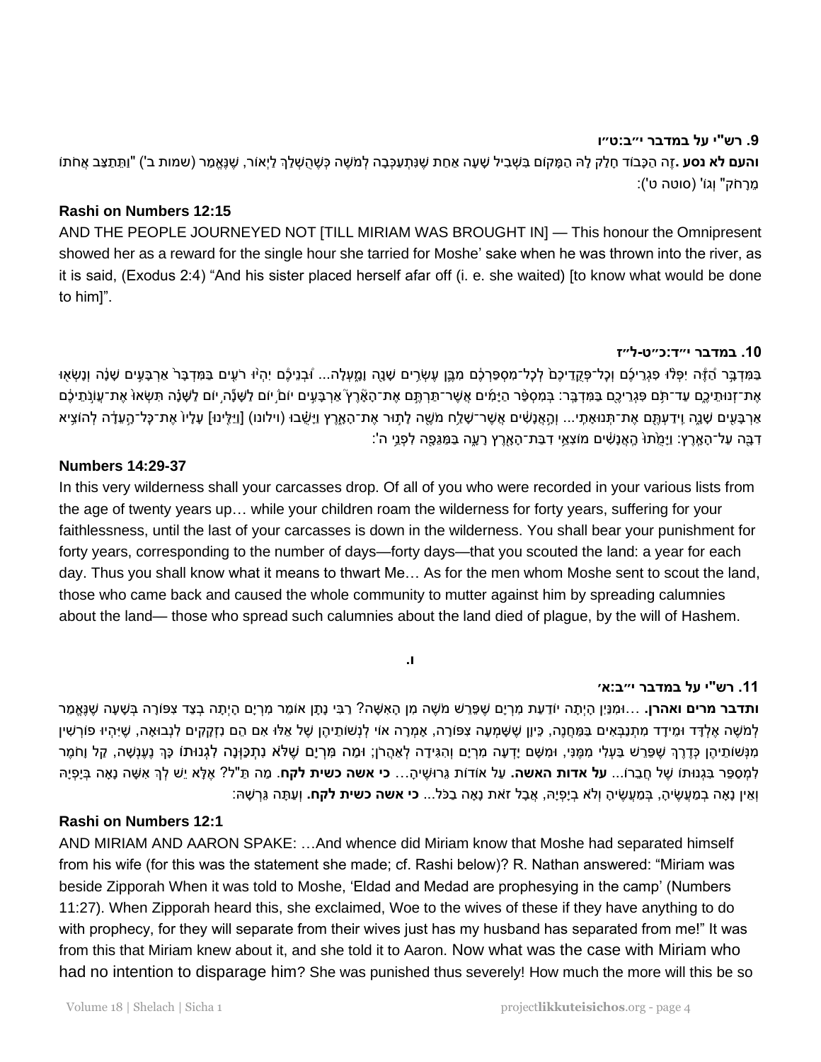**9. רש"י על במדבר י״ב:ט״ו**

**והעם לא נסע**. זֶה הַכָּבוֹד חָלַק לָהּ הַמָּקוֹם בִּשְׁבִיל שָׁעָה אַחַת שֶׁנִּתְעַכְּבָה לְמֹשֶׁה כְּשֶׁהֻשְׁלַךְ לַיְאוֹר, שֶׁנֶּאֱמַר (שמות ב') "וַתֵּתַצַּב אֲחֹתוֹ מֵרָחֹק" וְגוֹ' (סוטה ט'):

**Rashi on Numbers 12:15**

AND THE PEOPLE JOURNEYED NOT [TILL MIRIAM WAS BROUGHT IN] — This honour the Omnipresent showed her as a reward for the single hour she tarried for Moshe' sake when he was thrown into the river, as it is said, (Exodus 2:4) "And his sister placed herself afar off (i. e. she waited) [to know what would be done to him]".

**10. במדבר י״ד:כ״ט-ל״ז**

בַּמִּדְבָּר הַזֶּה יִפְּלוּ פִגְרֵיכֶם וְכָל־פְּקֻדֵיכֶם לְכָל־מִסְפַּרְכֶם מִבֶּן עֶשְׂרִים שָׁנָה וָמָעְלָה... וּבְנֵיכֶם יִהְיוּ רֹעִים בַּמִּדְבָּר אַרְבָּעִים שָׁנָה וְנָשְׂאוּ אֶת־זְנוּתֵיכֶם עַד־תֹּם פִּגְרֵיכֶם בַּמִּדְבָּר: בְּמִסְפַּר הַיָּמִים אֲשֶׁר־תַּרְתֶּם אֶת־הָאָרֶץ אַרְבָּעִים יוֹם יוֹם לַשָּׁנָה יוֹם לַשָּׁנָה תִּשְׂאוּ אֶת־עֲוֺנֹתֵיכֶם אַרְבָּעִים שָׁנָה וִידַעְתֶּם אֶת־תְּנוּאָתִי... וְהָאֲנָשִׁים אֲשֶׁר־שָׁלַח מֹשֶׁה לָתוּר אֶת־הָאָרֶץ וַיָּשֻׁבוּ (וילונו) [וַיַּלִּינוּ] עָלָיו אֶת־כָּל־הָעֵדָה לְהוֹצִיא דִבָּה עַל־הָאָרֶץ: וַיָּמֻתוּ הָאֲנָשִׁים מוֹצִאֵי דִבַּת־הָאָרֶץ רָעָה בַּמַּגֵּפָה לִפְנֵי ה':

**Numbers 14:29-37**

In this very wilderness shall your carcasses drop. Of all of you who were recorded in your various lists from the age of twenty years up… while your children roam the wilderness for forty years, suffering for your faithlessness, until the last of your carcasses is down in the wilderness. You shall bear your punishment for forty years, corresponding to the number of days—forty days—that you scouted the land: a year for each day. Thus you shall know what it means to thwart Me… As for the men whom Moshe sent to scout the land, those who came back and caused the whole community to mutter against him by spreading calumnies about the land— those who spread such calumnies about the land died of plague, by the will of Hashem.

**ו.**

**11. רש"י על במדבר י״ב:א׳**

**ותדבר מרים ואהרן**. ...וּמִנַּיִן הָיְתָה יוֹדַעַת מִרְיָם שֶׁפֵּרַשׁ מֹשֶׁה מִן הָאִשָּׁה? רַבִּי נָתָן אוֹמֵר מִרְיָם הָיְתָה בְּצַד צִפּוֹרָה בְּשָׁעָה שֶׁנֶּאֱמַר לְמֹשֶׁה אֶלְדָּד וּמֵידָד מִתְנַבְּאִים בַּמַּחֲנֶה, כֵּיוָן שֶׁשָּׁמְעָה צִפּוֹרָה, אָמְרָה אוֹי לִנְשׁוֹתֵיהֶן שֶׁל אֵלּוּ אִם הֵם נִזְקָקִים לִנְבוּאָה, שֶׁיִּהְיוּ פוֹרְשִׁין מִנְּשׁוֹתֵיהֶן כְּדֶרֶךְ שֶׁפֵּרַשׁ בַּעְלִי מִמֶּנִּי, וּמִשָּׁם יָדְעָה מִרְיָם וְהִגִּידָה לְאַהֲרֹן; וּמָה מִּרְיָם שֶׁלֹּא נִתְכַּוְּנָה לִגְנוּתוֹ כָּךְ נֶעֶנְשָׁה, קַל וָחֹמֶר לִמְסַפֵּר בִּגְנוּתוֹ שֶׁל חֲבֵרוֹ... **על אדות האשה**. עַל אוֹדוֹת גֵּרוּשֶׁיהָ... **כי אשה כשית לקח**. מַה תַּ"ל? אֶלָּא יֵשׁ לְךָ אִשָּׁה נָאָה בְּיָפְיָהּ וְאֵין נָאָה בְמַעֲשֶׂיהָ, בְּמַעֲשֶׂיהָ וְלֹא בְיָפְיָהּ, אֲבָל זֹאת נָאָה בַכֹּל... **כי אשה כשית לקח**. וְעַתָּה גֵּרְשָׁהּ:

**Rashi on Numbers 12:1**

AND MIRIAM AND AARON SPAKE: …And whence did Miriam know that Moshe had separated himself from his wife (for this was the statement she made; cf. Rashi below)? R. Nathan answered: "Miriam was beside Zipporah When it was told to Moshe, 'Eldad and Medad are prophesying in the camp' (Numbers 11:27). When Zipporah heard this, she exclaimed, Woe to the wives of these if they have anything to do with prophecy, for they will separate from their wives just has my husband has separated from me!" It was from this that Miriam knew about it, and she told it to Aaron. Now what was the case with Miriam who had no intention to disparage him? She was punished thus severely! How much the more will this be so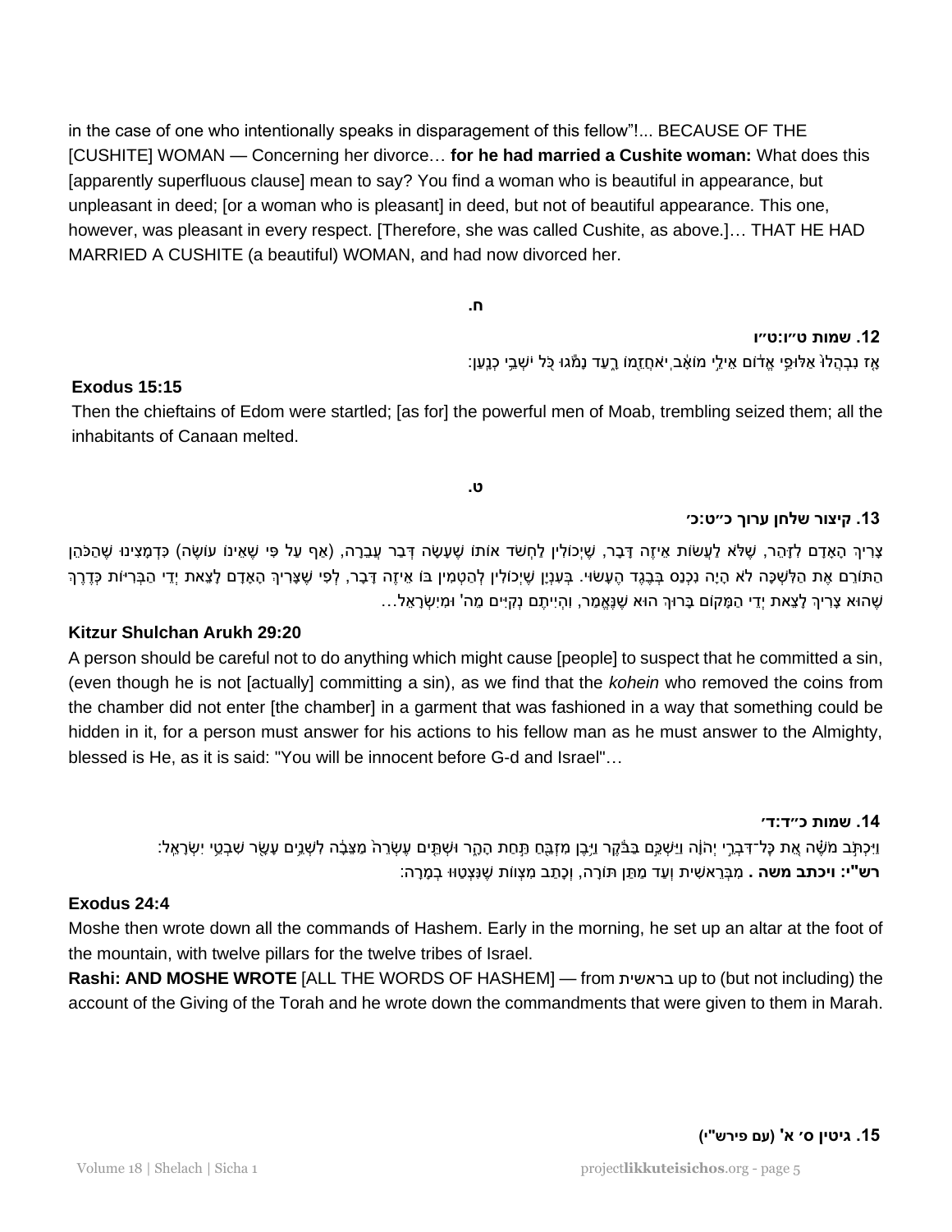in the case of one who intentionally speaks in disparagement of this fellow"!... BECAUSE OF THE [CUSHITE] WOMAN — Concerning her divorce… **for he had married a Cushite woman:** What does this [apparently superfluous clause] mean to say? You find a woman who is beautiful in appearance, but unpleasant in deed; [or a woman who is pleasant] in deed, but not of beautiful appearance. This one, however, was pleasant in every respect. [Therefore, she was called Cushite, as above.]… THAT HE HAD MARRIED A CUSHITE (a beautiful) WOMAN, and had now divorced her.

ח.

**12. שמות ט״ו:ט״ו**

אָז נִבְהֲלוּ֙ אַלּוּפֵ֣י אֱד֔וֹם אֵילֵ֣י מוֹאָ֔ב יֹֽאחֲזֵ֖מוֹ רָ֑עַד נָמֹ֕גוּ כֹּ֖ל יֹשְׁבֵ֥י כְנָֽעַן׃

**Exodus 15:15**

Then the chieftains of Edom were startled; [as for] the powerful men of Moab, trembling seized them; all the inhabitants of Canaan melted.

ט.

**13. קיצור שלחן ערוך כ״ט:כ׳**

צָרִיךְ הָאָדָם לְזָהֵר, שֶׁלֹּא לַעֲשׂוֹת אֵיזֶה דָּבָר, שֶׁיְּכוֹלִין לַחְשֹׁד אוֹתוֹ שֶׁעָשָׂה דְּבַר עֲבֵרָה, (אַף עַל פִּי שֶׁאֵינוֹ עוֹשָׂה) כִּדְמָצִינוּ שֶׁהַכֹּהֵן הַתּוֹרֵם אֶת הַלִּשְׁכָּה לֹא הָיָה נִכְנָס בְּבֶגֶד הֶעָשׂוּי. בְּעִנְיָן שֶׁיְּכוֹלִין לְהַטְמִין בּוֹ אֵיזֶה דָּבָר, לְפִי שֶׁצָּרִיךְ הָאָדָם לָצֵאת יְדֵי הַבְּרִיּוֹת כְּדֶרֶךְ שֶׁהוּא צָרִיךְ לָצֵאת יְדֵי הַמָּקוֹם בָּרוּךְ הוּא שֶׁנֶּאֱמַר, וִהְיִיתֶם נְקִיִּים מֵה' וּמִיִּשְׂרָאֵל…

**Kitzur Shulchan Arukh 29:20**

A person should be careful not to do anything which might cause [people] to suspect that he committed a sin, (even though he is not [actually] committing a sin), as we find that the *kohein* who removed the coins from the chamber did not enter [the chamber] in a garment that was fashioned in a way that something could be hidden in it, for a person must answer for his actions to his fellow man as he must answer to the Almighty, blessed is He, as it is said: "You will be innocent before G-d and Israel"…

**14. שמות כ״ד:ד׳**

וַיִּכְתֹּ֣ב מֹשֶׁ֗ה אֵ֚ת כָּל־דִּבְרֵ֣י יְהֹוָ֔ה וַיַּשְׁכֵּ֣ם בַּבֹּ֔קֶר וַיִּ֥בֶן מִזְבֵּ֖חַ תַּ֣חַת הָהָ֑ר וּשְׁתֵּ֤ים עֶשְׂרֵה֙ מַצֵּבָ֔ה לִשְׁנֵ֥ים עָשָׂ֖ר שִׁבְטֵ֥י יִשְׂרָאֵֽל׃

**רש"י: ויכתב משה .** מִבְּרֵאשִׁית וְעַד מַתַּן תּוֹרָה, וְכָתַב מִצְוֹת שֶׁנִּצְטַוּוּ בְּמָרָה:

**Exodus 24:4**

Moshe then wrote down all the commands of Hashem. Early in the morning, he set up an altar at the foot of the mountain, with twelve pillars for the twelve tribes of Israel.

**Rashi: AND MOSHE WROTE** [ALL THE WORDS OF HASHEM] — from בראשית up to (but not including) the account of the Giving of the Torah and he wrote down the commandments that were given to them in Marah.

**15. גיטין ס׳ א' (עם פירש"י)**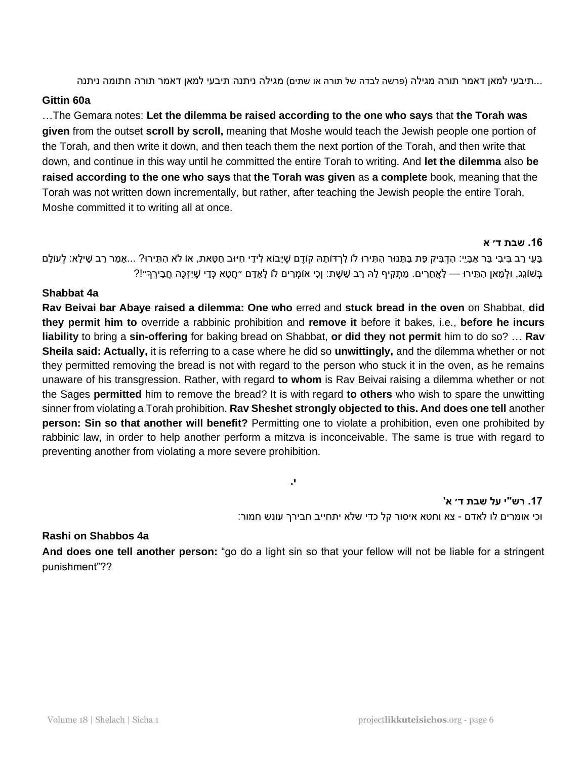...תיבעי למאן דאמר תורה מגילה (פרשה לבדה של תורה או שתים) מגילה ניתנה תיבעי למאן דאמר תורה חתומה ניתנה

**Gittin 60a**

…The Gemara notes: **Let the dilemma be raised according to the one who says** that **the Torah was given** from the outset **scroll by scroll,** meaning that Moshe would teach the Jewish people one portion of the Torah, and then write it down, and then teach them the next portion of the Torah, and then write that down, and continue in this way until he committed the entire Torah to writing. And **let the dilemma** also **be raised according to the one who says** that **the Torah was given** as **a complete** book, meaning that the Torah was not written down incrementally, but rather, after teaching the Jewish people the entire Torah, Moshe committed it to writing all at once.

**16. שבת ד׳ א**

בָּעֵי רַב בִּיבִי בַּר אַבָּיֵי: הִדְבִּיק פַּת בַּתַּנּוּר הִתִּירוּ לוֹ לִרְדּוֹתָהּ קוֹדֶם שֶׁיָּבוֹא לִידֵי חִיּוּב חַטָּאת, אוֹ לֹא הִתִּירוּ? ...אָמַר רַב שֵׁילָא: לְעוֹלָם בְּשׁוֹגֵג, וּלְמַאן הִתִּירוּ — לַאֲחֵרִים. מַתְקִיף לַהּ רַב שֵׁשֶׁת: וְכִי אוֹמְרִים לוֹ לָאָדָם ״חֲטָא כְּדֵי שֶׁיִּזְכֶּה חֲבֵירְךָ״!?

**Shabbat 4a**

**Rav Beivai bar Abaye raised a dilemma: One who** erred and **stuck bread in the oven** on Shabbat, **did they permit him to** override a rabbinic prohibition and **remove it** before it bakes, i.e., **before he incurs liability** to bring a **sin-offering** for baking bread on Shabbat, **or did they not permit** him to do so? … **Rav Sheila said: Actually,** it is referring to a case where he did so **unwittingly,** and the dilemma whether or not they permitted removing the bread is not with regard to the person who stuck it in the oven, as he remains unaware of his transgression. Rather, with regard **to whom** is Rav Beivai raising a dilemma whether or not the Sages **permitted** him to remove the bread? It is with regard **to others** who wish to spare the unwitting sinner from violating a Torah prohibition. **Rav Sheshet strongly objected to this. And does one tell** another **person: Sin so that another will benefit?** Permitting one to violate a prohibition, even one prohibited by rabbinic law, in order to help another perform a mitzva is inconceivable. The same is true with regard to preventing another from violating a more severe prohibition.

**17. רש"י על שבת ד׳ א'**

וכי אומרים לו לאדם - צא וחטא איסור קל כדי שלא יתחייב חבירך עונש חמור:

**Rashi on Shabbos 4a**

**And does one tell another person:** "go do a light sin so that your fellow will not be liable for a stringent punishment"??